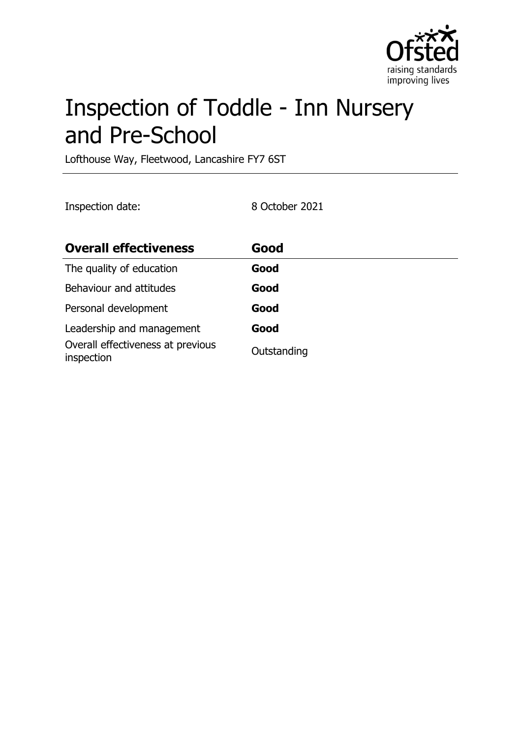# Inspection of Toddle - Inn Nursery and Pre-School

Lofthouse Way, Fleetwood, Lancashire FY7 6ST

Inspection date: 8 October 2021

| **Overall effectiveness** | **Good** |
| --- | --- |
| The quality of education | **Good** |
| Behaviour and attitudes | **Good** |
| Personal development | **Good** |
| Leadership and management | **Good** |
| Overall effectiveness at previous inspection | Outstanding |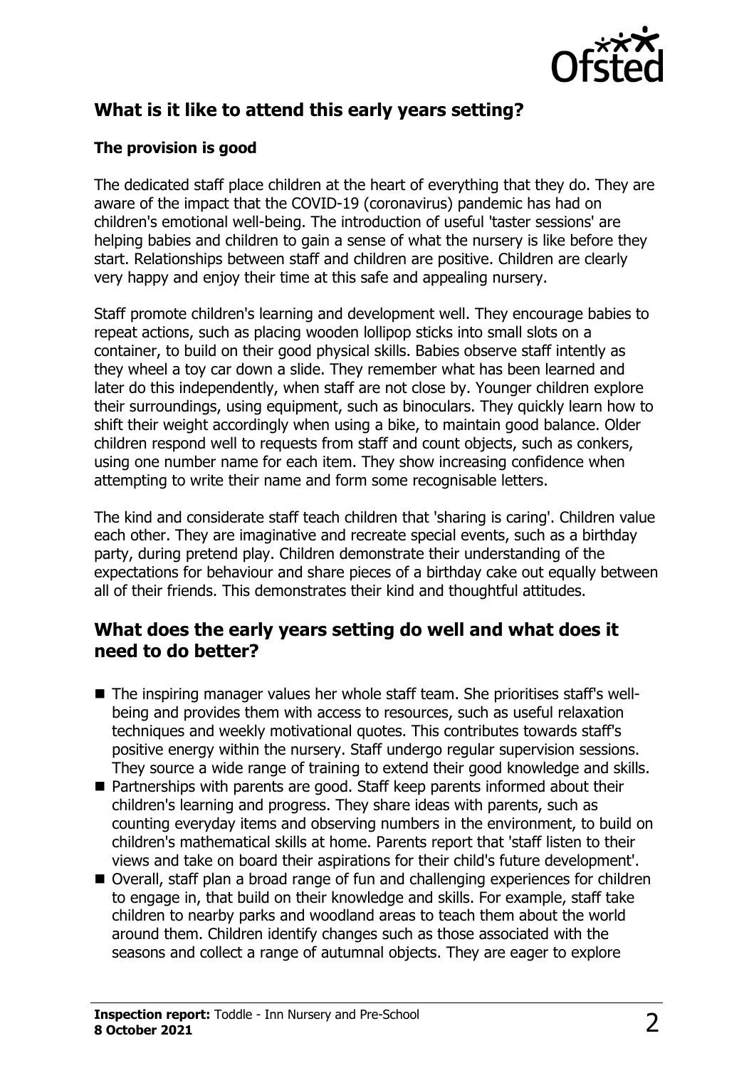## What is it like to attend this early years setting?

### The provision is good

The dedicated staff place children at the heart of everything that they do. They are aware of the impact that the COVID-19 (coronavirus) pandemic has had on children's emotional well-being. The introduction of useful 'taster sessions' are helping babies and children to gain a sense of what the nursery is like before they start. Relationships between staff and children are positive. Children are clearly very happy and enjoy their time at this safe and appealing nursery.

Staff promote children's learning and development well. They encourage babies to repeat actions, such as placing wooden lollipop sticks into small slots on a container, to build on their good physical skills. Babies observe staff intently as they wheel a toy car down a slide. They remember what has been learned and later do this independently, when staff are not close by. Younger children explore their surroundings, using equipment, such as binoculars. They quickly learn how to shift their weight accordingly when using a bike, to maintain good balance. Older children respond well to requests from staff and count objects, such as conkers, using one number name for each item. They show increasing confidence when attempting to write their name and form some recognisable letters.

The kind and considerate staff teach children that 'sharing is caring'. Children value each other. They are imaginative and recreate special events, such as a birthday party, during pretend play. Children demonstrate their understanding of the expectations for behaviour and share pieces of a birthday cake out equally between all of their friends. This demonstrates their kind and thoughtful attitudes.

## What does the early years setting do well and what does it need to do better?

- The inspiring manager values her whole staff team. She prioritises staff's well-being and provides them with access to resources, such as useful relaxation techniques and weekly motivational quotes. This contributes towards staff's positive energy within the nursery. Staff undergo regular supervision sessions. They source a wide range of training to extend their good knowledge and skills.
- Partnerships with parents are good. Staff keep parents informed about their children's learning and progress. They share ideas with parents, such as counting everyday items and observing numbers in the environment, to build on children's mathematical skills at home. Parents report that 'staff listen to their views and take on board their aspirations for their child's future development'.
- Overall, staff plan a broad range of fun and challenging experiences for children to engage in, that build on their knowledge and skills. For example, staff take children to nearby parks and woodland areas to teach them about the world around them. Children identify changes such as those associated with the seasons and collect a range of autumnal objects. They are eager to explore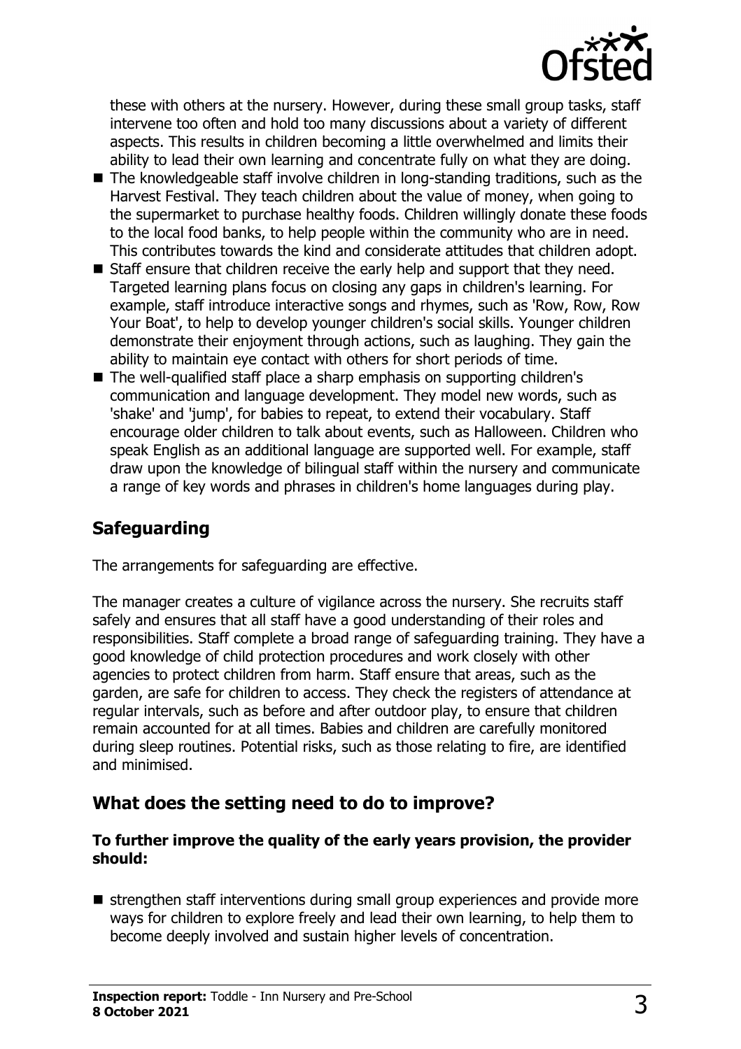these with others at the nursery. However, during these small group tasks, staff intervene too often and hold too many discussions about a variety of different aspects. This results in children becoming a little overwhelmed and limits their ability to lead their own learning and concentrate fully on what they are doing.

- The knowledgeable staff involve children in long-standing traditions, such as the Harvest Festival. They teach children about the value of money, when going to the supermarket to purchase healthy foods. Children willingly donate these foods to the local food banks, to help people within the community who are in need. This contributes towards the kind and considerate attitudes that children adopt.
- Staff ensure that children receive the early help and support that they need. Targeted learning plans focus on closing any gaps in children's learning. For example, staff introduce interactive songs and rhymes, such as 'Row, Row, Row Your Boat', to help to develop younger children's social skills. Younger children demonstrate their enjoyment through actions, such as laughing. They gain the ability to maintain eye contact with others for short periods of time.
- The well-qualified staff place a sharp emphasis on supporting children's communication and language development. They model new words, such as 'shake' and 'jump', for babies to repeat, to extend their vocabulary. Staff encourage older children to talk about events, such as Halloween. Children who speak English as an additional language are supported well. For example, staff draw upon the knowledge of bilingual staff within the nursery and communicate a range of key words and phrases in children's home languages during play.

## Safeguarding

The arrangements for safeguarding are effective.

The manager creates a culture of vigilance across the nursery. She recruits staff safely and ensures that all staff have a good understanding of their roles and responsibilities. Staff complete a broad range of safeguarding training. They have a good knowledge of child protection procedures and work closely with other agencies to protect children from harm. Staff ensure that areas, such as the garden, are safe for children to access. They check the registers of attendance at regular intervals, such as before and after outdoor play, to ensure that children remain accounted for at all times. Babies and children are carefully monitored during sleep routines. Potential risks, such as those relating to fire, are identified and minimised.

## What does the setting need to do to improve?

**To further improve the quality of the early years provision, the provider should:**

- strengthen staff interventions during small group experiences and provide more ways for children to explore freely and lead their own learning, to help them to become deeply involved and sustain higher levels of concentration.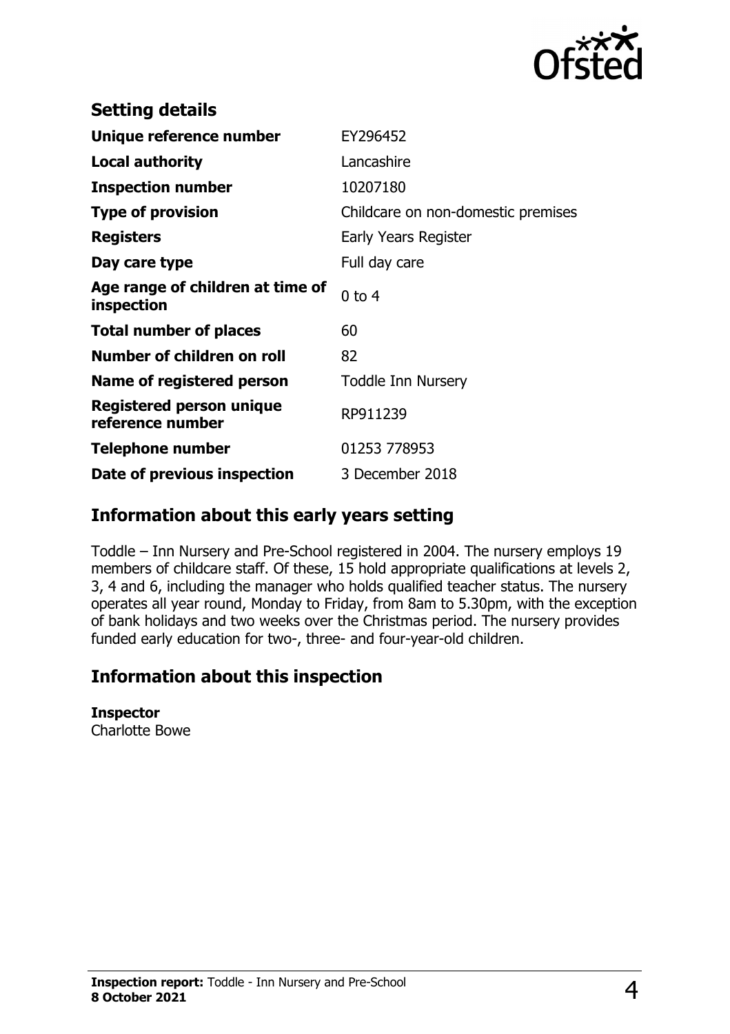## Setting details

| | |
|---|---|
| **Unique reference number** | EY296452 |
| **Local authority** | Lancashire |
| **Inspection number** | 10207180 |
| **Type of provision** | Childcare on non-domestic premises |
| **Registers** | Early Years Register |
| **Day care type** | Full day care |
| **Age range of children at time of inspection** | 0 to 4 |
| **Total number of places** | 60 |
| **Number of children on roll** | 82 |
| **Name of registered person** | Toddle Inn Nursery |
| **Registered person unique reference number** | RP911239 |
| **Telephone number** | 01253 778953 |
| **Date of previous inspection** | 3 December 2018 |

## Information about this early years setting

Toddle – Inn Nursery and Pre-School registered in 2004. The nursery employs 19 members of childcare staff. Of these, 15 hold appropriate qualifications at levels 2, 3, 4 and 6, including the manager who holds qualified teacher status. The nursery operates all year round, Monday to Friday, from 8am to 5.30pm, with the exception of bank holidays and two weeks over the Christmas period. The nursery provides funded early education for two-, three- and four-year-old children.

## Information about this inspection

**Inspector**
Charlotte Bowe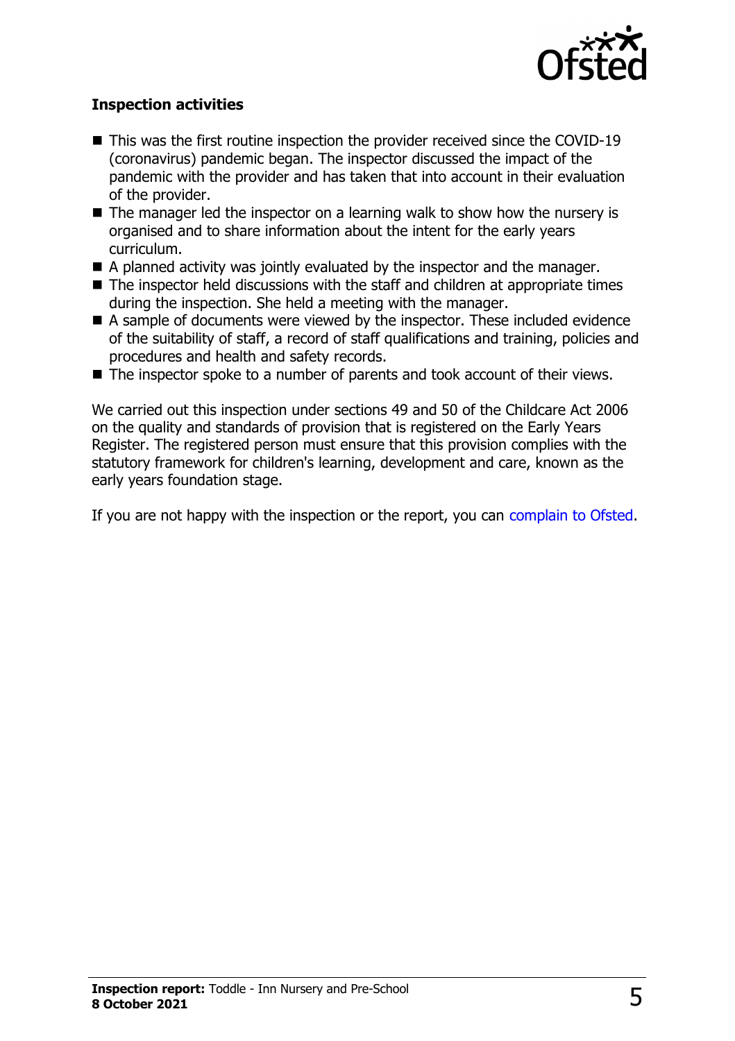## Inspection activities

- This was the first routine inspection the provider received since the COVID-19 (coronavirus) pandemic began. The inspector discussed the impact of the pandemic with the provider and has taken that into account in their evaluation of the provider.
- The manager led the inspector on a learning walk to show how the nursery is organised and to share information about the intent for the early years curriculum.
- A planned activity was jointly evaluated by the inspector and the manager.
- The inspector held discussions with the staff and children at appropriate times during the inspection. She held a meeting with the manager.
- A sample of documents were viewed by the inspector. These included evidence of the suitability of staff, a record of staff qualifications and training, policies and procedures and health and safety records.
- The inspector spoke to a number of parents and took account of their views.

We carried out this inspection under sections 49 and 50 of the Childcare Act 2006 on the quality and standards of provision that is registered on the Early Years Register. The registered person must ensure that this provision complies with the statutory framework for children's learning, development and care, known as the early years foundation stage.

If you are not happy with the inspection or the report, you can complain to Ofsted.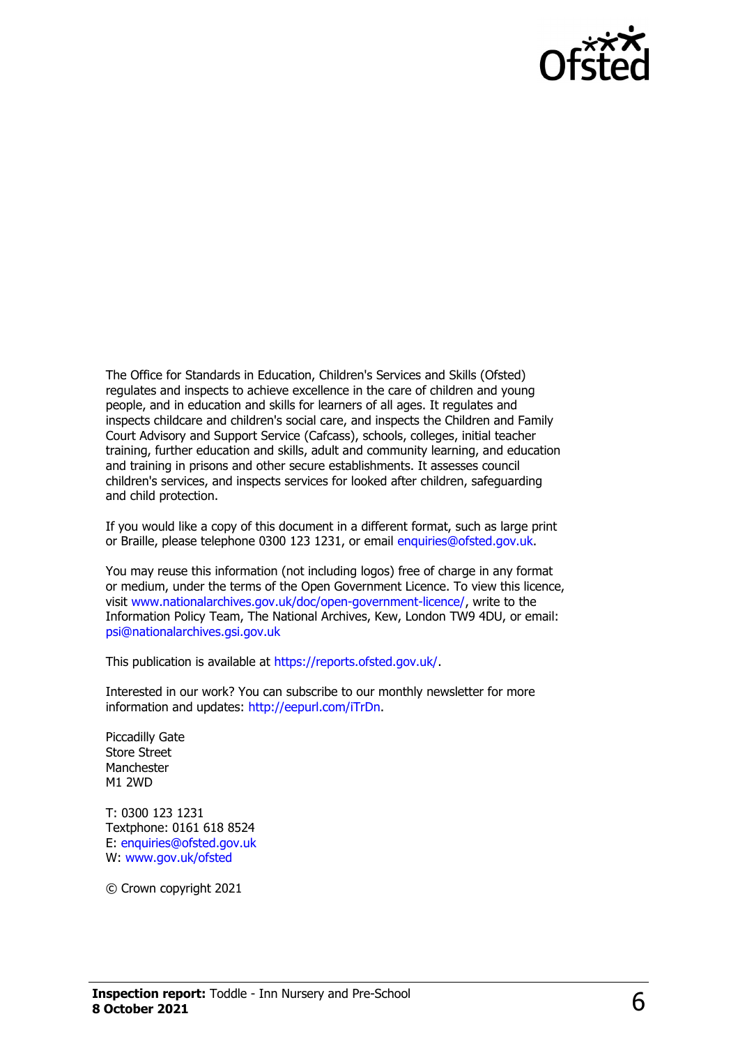The Office for Standards in Education, Children's Services and Skills (Ofsted) regulates and inspects to achieve excellence in the care of children and young people, and in education and skills for learners of all ages. It regulates and inspects childcare and children's social care, and inspects the Children and Family Court Advisory and Support Service (Cafcass), schools, colleges, initial teacher training, further education and skills, adult and community learning, and education and training in prisons and other secure establishments. It assesses council children's services, and inspects services for looked after children, safeguarding and child protection.

If you would like a copy of this document in a different format, such as large print or Braille, please telephone 0300 123 1231, or email enquiries@ofsted.gov.uk.

You may reuse this information (not including logos) free of charge in any format or medium, under the terms of the Open Government Licence. To view this licence, visit www.nationalarchives.gov.uk/doc/open-government-licence/, write to the Information Policy Team, The National Archives, Kew, London TW9 4DU, or email: psi@nationalarchives.gsi.gov.uk

This publication is available at https://reports.ofsted.gov.uk/.

Interested in our work? You can subscribe to our monthly newsletter for more information and updates: http://eepurl.com/iTrDn.

Piccadilly Gate
Store Street
Manchester
M1 2WD

T: 0300 123 1231
Textphone: 0161 618 8524
E: enquiries@ofsted.gov.uk
W: www.gov.uk/ofsted

© Crown copyright 2021